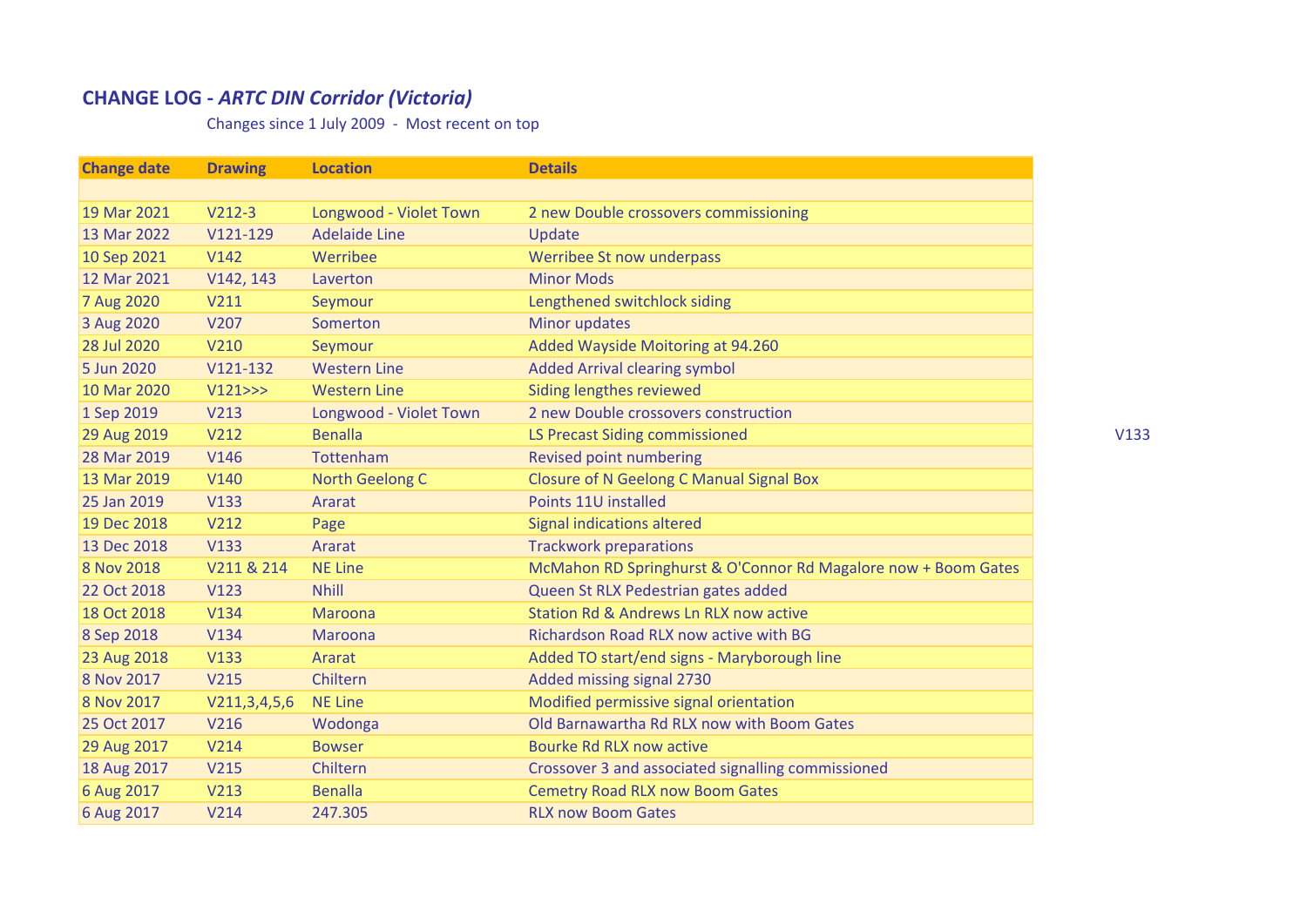## CHANGE LOG - *ARTC DIN Corridor (Victoria)*

Changes since 1 July 2009 - Most recent on top

| Change date | Drawing | Location | Details |
|---|---|---|---|
| | | | |
| 19 Mar 2021 | V212-3 | Longwood - Violet Town | 2 new Double crossovers commissioning |
| 13 Mar 2022 | V121-129 | Adelaide Line | Update |
| 10 Sep 2021 | V142 | Werribee | Werribee St now underpass |
| 12 Mar 2021 | V142, 143 | Laverton | Minor Mods |
| 7 Aug 2020 | V211 | Seymour | Lengthened switchlock siding |
| 3 Aug 2020 | V207 | Somerton | Minor updates |
| 28 Jul 2020 | V210 | Seymour | Added Wayside Moitoring at 94.260 |
| 5 Jun 2020 | V121-132 | Western Line | Added Arrival clearing symbol |
| 10 Mar 2020 | V121>>> | Western Line | Siding lengthes reviewed |
| 1 Sep 2019 | V213 | Longwood - Violet Town | 2 new Double crossovers construction |
| 29 Aug 2019 | V212 | Benalla | LS Precast Siding commissioned |
| 28 Mar 2019 | V146 | Tottenham | Revised point numbering |
| 13 Mar 2019 | V140 | North Geelong C | Closure of N Geelong C Manual Signal Box |
| 25 Jan 2019 | V133 | Ararat | Points 11U installed |
| 19 Dec 2018 | V212 | Page | Signal indications altered |
| 13 Dec 2018 | V133 | Ararat | Trackwork preparations |
| 8 Nov 2018 | V211 & 214 | NE Line | McMahon RD Springhurst & O'Connor Rd Magalore now + Boom Gates |
| 22 Oct 2018 | V123 | Nhill | Queen St RLX Pedestrian gates added |
| 18 Oct 2018 | V134 | Maroona | Station Rd & Andrews Ln RLX now active |
| 8 Sep 2018 | V134 | Maroona | Richardson Road RLX now active with BG |
| 23 Aug 2018 | V133 | Ararat | Added TO start/end signs - Maryborough line |
| 8 Nov 2017 | V215 | Chiltern | Added missing signal 2730 |
| 8 Nov 2017 | V211,3,4,5,6 | NE Line | Modified permissive signal orientation |
| 25 Oct 2017 | V216 | Wodonga | Old Barnawartha Rd RLX now with Boom Gates |
| 29 Aug 2017 | V214 | Bowser | Bourke Rd RLX now active |
| 18 Aug 2017 | V215 | Chiltern | Crossover 3 and associated signalling commissioned |
| 6 Aug 2017 | V213 | Benalla | Cemetry Road RLX now Boom Gates |
| 6 Aug 2017 | V214 | 247.305 | RLX now Boom Gates |

V133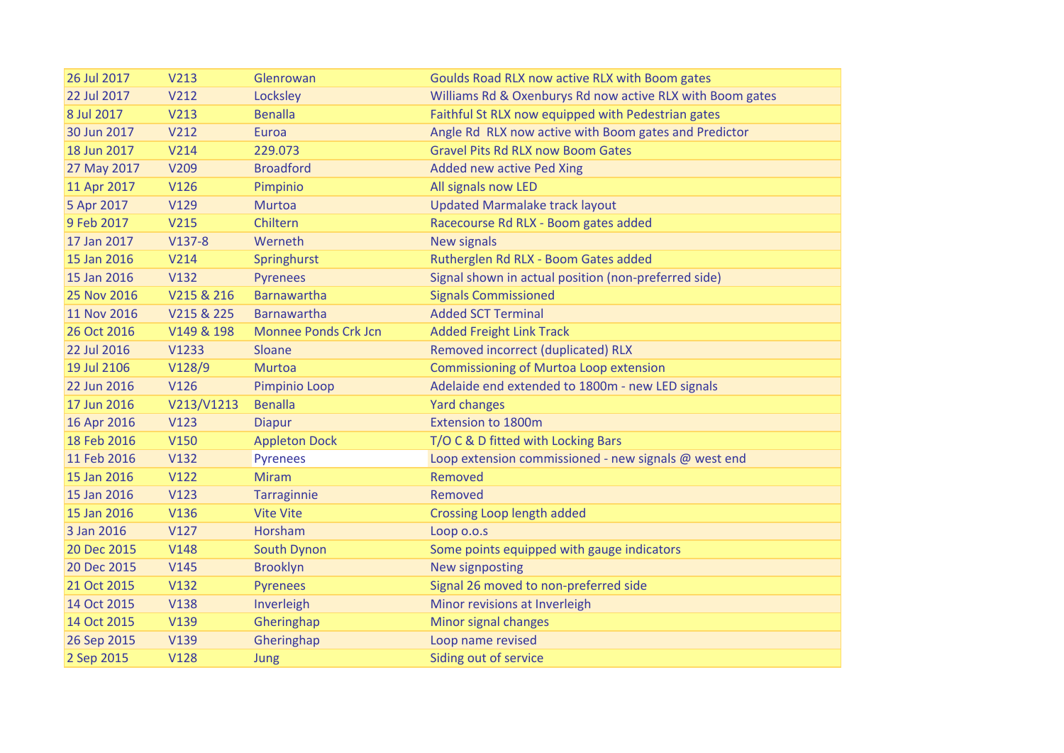| | | | |
|---|---|---|---|
| 26 Jul 2017 | V213 | Glenrowan | Goulds Road RLX now active RLX with Boom gates |
| 22 Jul 2017 | V212 | Locksley | Williams Rd & Oxenburys Rd now active RLX with Boom gates |
| 8 Jul 2017 | V213 | Benalla | Faithful St RLX now equipped with Pedestrian gates |
| 30 Jun 2017 | V212 | Euroa | Angle Rd  RLX now active with Boom gates and Predictor |
| 18 Jun 2017 | V214 | 229.073 | Gravel Pits Rd RLX now Boom Gates |
| 27 May 2017 | V209 | Broadford | Added new active Ped Xing |
| 11 Apr 2017 | V126 | Pimpinio | All signals now LED |
| 5 Apr 2017 | V129 | Murtoa | Updated Marmalake track layout |
| 9 Feb 2017 | V215 | Chiltern | Racecourse Rd RLX - Boom gates added |
| 17 Jan 2017 | V137-8 | Werneth | New signals |
| 15 Jan 2016 | V214 | Springhurst | Rutherglen Rd RLX - Boom Gates added |
| 15 Jan 2016 | V132 | Pyrenees | Signal shown in actual position (non-preferred side) |
| 25 Nov 2016 | V215 & 216 | Barnawartha | Signals Commissioned |
| 11 Nov 2016 | V215 & 225 | Barnawartha | Added SCT Terminal |
| 26 Oct 2016 | V149 & 198 | Monnee Ponds Crk Jcn | Added Freight Link Track |
| 22 Jul 2016 | V1233 | Sloane | Removed incorrect (duplicated) RLX |
| 19 Jul 2106 | V128/9 | Murtoa | Commissioning of Murtoa Loop extension |
| 22 Jun 2016 | V126 | Pimpinio Loop | Adelaide end extended to 1800m - new LED signals |
| 17 Jun 2016 | V213/V1213 | Benalla | Yard changes |
| 16 Apr 2016 | V123 | Diapur | Extension to 1800m |
| 18 Feb 2016 | V150 | Appleton Dock | T/O C & D fitted with Locking Bars |
| 11 Feb 2016 | V132 | Pyrenees | Loop extension commissioned - new signals @ west end |
| 15 Jan 2016 | V122 | Miram | Removed |
| 15 Jan 2016 | V123 | Tarraginnie | Removed |
| 15 Jan 2016 | V136 | Vite Vite | Crossing Loop length added |
| 3 Jan 2016 | V127 | Horsham | Loop o.o.s |
| 20 Dec 2015 | V148 | South Dynon | Some points equipped with gauge indicators |
| 20 Dec 2015 | V145 | Brooklyn | New signposting |
| 21 Oct 2015 | V132 | Pyrenees | Signal 26 moved to non-preferred side |
| 14 Oct 2015 | V138 | Inverleigh | Minor revisions at Inverleigh |
| 14 Oct 2015 | V139 | Gheringhap | Minor signal changes |
| 26 Sep 2015 | V139 | Gheringhap | Loop name revised |
| 2 Sep 2015 | V128 | Jung | Siding out of service |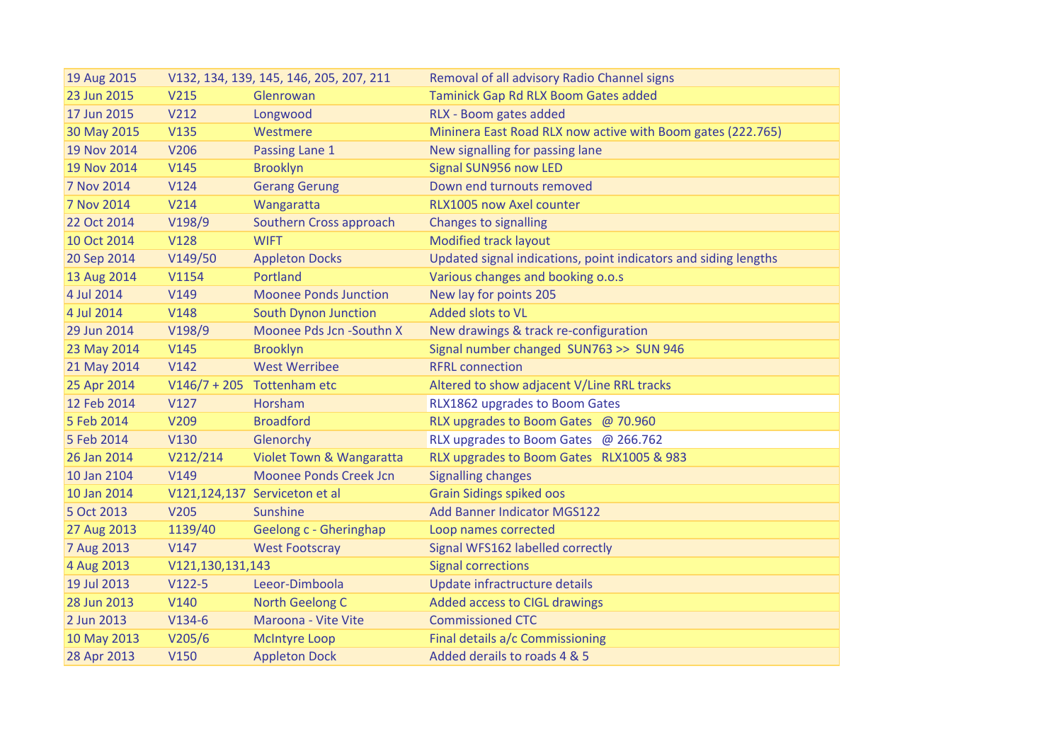| | | | |
|---|---|---|---|
| 19 Aug 2015 | V132, 134, 139, 145, 146, 205, 207, 211 | | Removal of all advisory Radio Channel signs |
| 23 Jun 2015 | V215 | Glenrowan | Taminick Gap Rd RLX Boom Gates added |
| 17 Jun 2015 | V212 | Longwood | RLX - Boom gates added |
| 30 May 2015 | V135 | Westmere | Mininera East Road RLX now active with Boom gates (222.765) |
| 19 Nov 2014 | V206 | Passing Lane 1 | New signalling for passing lane |
| 19 Nov 2014 | V145 | Brooklyn | Signal SUN956 now LED |
| 7 Nov 2014 | V124 | Gerang Gerung | Down end turnouts removed |
| 7 Nov 2014 | V214 | Wangaratta | RLX1005 now Axel counter |
| 22 Oct 2014 | V198/9 | Southern Cross approach | Changes to signalling |
| 10 Oct 2014 | V128 | WIFT | Modified track layout |
| 20 Sep 2014 | V149/50 | Appleton Docks | Updated signal indications, point indicators and siding lengths |
| 13 Aug 2014 | V1154 | Portland | Various changes and booking o.o.s |
| 4 Jul 2014 | V149 | Moonee Ponds Junction | New lay for points 205 |
| 4 Jul 2014 | V148 | South Dynon Junction | Added slots to VL |
| 29 Jun 2014 | V198/9 | Moonee Pds Jcn -Southn X | New drawings & track re-configuration |
| 23 May 2014 | V145 | Brooklyn | Signal number changed SUN763 >> SUN 946 |
| 21 May 2014 | V142 | West Werribee | RFRL connection |
| 25 Apr 2014 | V146/7 + 205 | Tottenham etc | Altered to show adjacent V/Line RRL tracks |
| 12 Feb 2014 | V127 | Horsham | RLX1862 upgrades to Boom Gates |
| 5 Feb 2014 | V209 | Broadford | RLX upgrades to Boom Gates @ 70.960 |
| 5 Feb 2014 | V130 | Glenorchy | RLX upgrades to Boom Gates @ 266.762 |
| 26 Jan 2014 | V212/214 | Violet Town & Wangaratta | RLX upgrades to Boom Gates RLX1005 & 983 |
| 10 Jan 2104 | V149 | Moonee Ponds Creek Jcn | Signalling changes |
| 10 Jan 2014 | V121,124,137 | Serviceton et al | Grain Sidings spiked oos |
| 5 Oct 2013 | V205 | Sunshine | Add Banner Indicator MGS122 |
| 27 Aug 2013 | 1139/40 | Geelong c - Gheringhap | Loop names corrected |
| 7 Aug 2013 | V147 | West Footscray | Signal WFS162 labelled correctly |
| 4 Aug 2013 | V121,130,131,143 | | Signal corrections |
| 19 Jul 2013 | V122-5 | Leeor-Dimboola | Update infractructure details |
| 28 Jun 2013 | V140 | North Geelong C | Added access to CIGL drawings |
| 2 Jun 2013 | V134-6 | Maroona - Vite Vite | Commissioned CTC |
| 10 May 2013 | V205/6 | McIntyre Loop | Final details a/c Commissioning |
| 28 Apr 2013 | V150 | Appleton Dock | Added derails to roads 4 & 5 |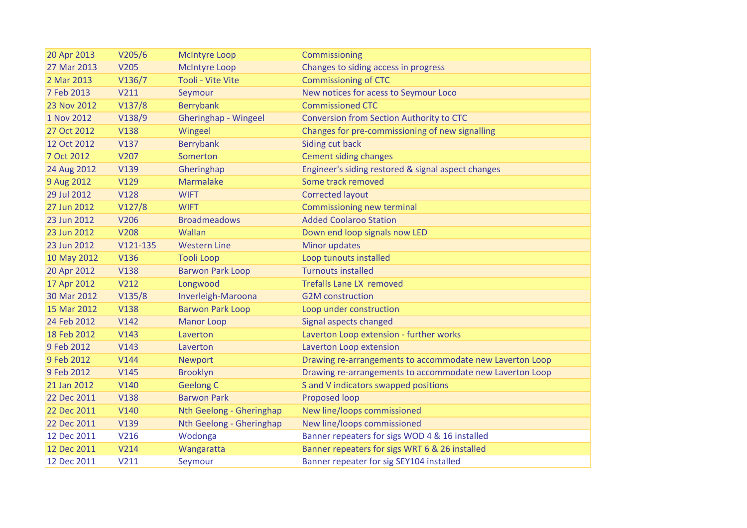| | | | |
|---|---|---|---|
| 20 Apr 2013 | V205/6 | McIntyre Loop | Commissioning |
| 27 Mar 2013 | V205 | McIntyre Loop | Changes to siding access in progress |
| 2 Mar 2013 | V136/7 | Tooli - Vite Vite | Commissioning of CTC |
| 7 Feb 2013 | V211 | Seymour | New notices for acess to Seymour Loco |
| 23 Nov 2012 | V137/8 | Berrybank | Commissioned CTC |
| 1 Nov 2012 | V138/9 | Gheringhap - Wingeel | Conversion from Section Authority to CTC |
| 27 Oct 2012 | V138 | Wingeel | Changes for pre-commissioning of new signalling |
| 12 Oct 2012 | V137 | Berrybank | Siding cut back |
| 7 Oct 2012 | V207 | Somerton | Cement siding changes |
| 24 Aug 2012 | V139 | Gheringhap | Engineer's siding restored & signal aspect changes |
| 9 Aug 2012 | V129 | Marmalake | Some track removed |
| 29 Jul 2012 | V128 | WIFT | Corrected layout |
| 27 Jun 2012 | V127/8 | WIFT | Commissioning new terminal |
| 23 Jun 2012 | V206 | Broadmeadows | Added Coolaroo Station |
| 23 Jun 2012 | V208 | Wallan | Down end loop signals now LED |
| 23 Jun 2012 | V121-135 | Western Line | Minor updates |
| 10 May 2012 | V136 | Tooli Loop | Loop tunouts installed |
| 20 Apr 2012 | V138 | Barwon Park Loop | Turnouts installed |
| 17 Apr 2012 | V212 | Longwood | Trefalls Lane LX removed |
| 30 Mar 2012 | V135/8 | Inverleigh-Maroona | G2M construction |
| 15 Mar 2012 | V138 | Barwon Park Loop | Loop under construction |
| 24 Feb 2012 | V142 | Manor Loop | Signal aspects changed |
| 18 Feb 2012 | V143 | Laverton | Laverton Loop extension - further works |
| 9 Feb 2012 | V143 | Laverton | Laverton Loop extension |
| 9 Feb 2012 | V144 | Newport | Drawing re-arrangements to accommodate new Laverton Loop |
| 9 Feb 2012 | V145 | Brooklyn | Drawing re-arrangements to accommodate new Laverton Loop |
| 21 Jan 2012 | V140 | Geelong C | S and V indicators swapped positions |
| 22 Dec 2011 | V138 | Barwon Park | Proposed loop |
| 22 Dec 2011 | V140 | Nth Geelong - Gheringhap | New line/loops commissioned |
| 22 Dec 2011 | V139 | Nth Geelong - Gheringhap | New line/loops commissioned |
| 12 Dec 2011 | V216 | Wodonga | Banner repeaters for sigs WOD 4 & 16 installed |
| 12 Dec 2011 | V214 | Wangaratta | Banner repeaters for sigs WRT 6 & 26 installed |
| 12 Dec 2011 | V211 | Seymour | Banner repeater for sig SEY104 installed |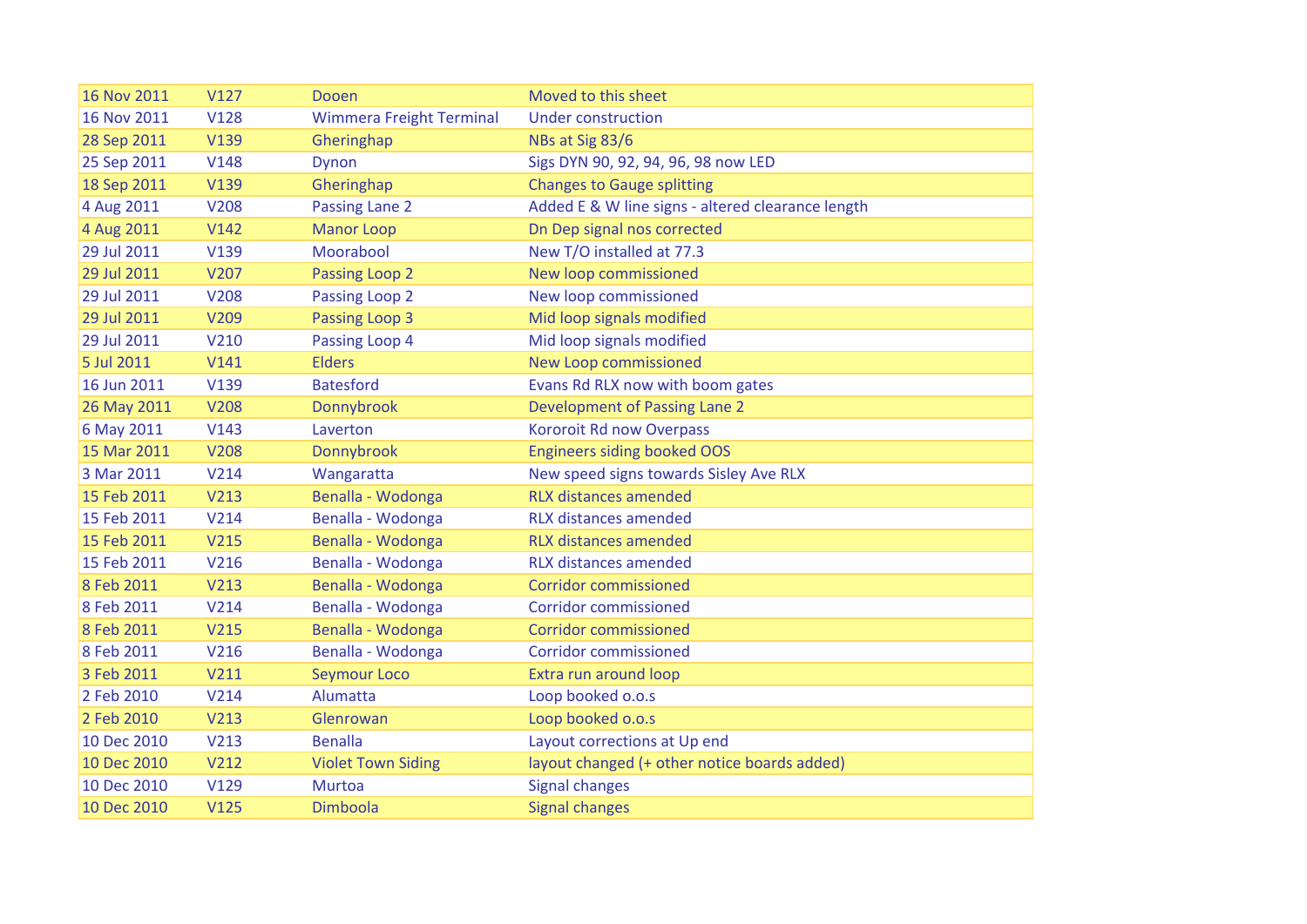| | | | |
|---|---|---|---|
| 16 Nov 2011 | V127 | Dooen | Moved to this sheet |
| 16 Nov 2011 | V128 | Wimmera Freight Terminal | Under construction |
| 28 Sep 2011 | V139 | Gheringhap | NBs at Sig 83/6 |
| 25 Sep 2011 | V148 | Dynon | Sigs DYN 90, 92, 94, 96, 98 now LED |
| 18 Sep 2011 | V139 | Gheringhap | Changes to Gauge splitting |
| 4 Aug 2011 | V208 | Passing Lane 2 | Added E & W line signs - altered clearance length |
| 4 Aug 2011 | V142 | Manor Loop | Dn Dep signal nos corrected |
| 29 Jul 2011 | V139 | Moorabool | New T/O installed at 77.3 |
| 29 Jul 2011 | V207 | Passing Loop 2 | New loop commissioned |
| 29 Jul 2011 | V208 | Passing Loop 2 | New loop commissioned |
| 29 Jul 2011 | V209 | Passing Loop 3 | Mid loop signals modified |
| 29 Jul 2011 | V210 | Passing Loop 4 | Mid loop signals modified |
| 5 Jul 2011 | V141 | Elders | New Loop commissioned |
| 16 Jun 2011 | V139 | Batesford | Evans Rd RLX now with boom gates |
| 26 May 2011 | V208 | Donnybrook | Development of Passing Lane 2 |
| 6 May 2011 | V143 | Laverton | Kororoit Rd now Overpass |
| 15 Mar 2011 | V208 | Donnybrook | Engineers siding booked OOS |
| 3 Mar 2011 | V214 | Wangaratta | New speed signs towards Sisley Ave RLX |
| 15 Feb 2011 | V213 | Benalla - Wodonga | RLX distances amended |
| 15 Feb 2011 | V214 | Benalla - Wodonga | RLX distances amended |
| 15 Feb 2011 | V215 | Benalla - Wodonga | RLX distances amended |
| 15 Feb 2011 | V216 | Benalla - Wodonga | RLX distances amended |
| 8 Feb 2011 | V213 | Benalla - Wodonga | Corridor commissioned |
| 8 Feb 2011 | V214 | Benalla - Wodonga | Corridor commissioned |
| 8 Feb 2011 | V215 | Benalla - Wodonga | Corridor commissioned |
| 8 Feb 2011 | V216 | Benalla - Wodonga | Corridor commissioned |
| 3 Feb 2011 | V211 | Seymour Loco | Extra run around loop |
| 2 Feb 2010 | V214 | Alumatta | Loop booked o.o.s |
| 2 Feb 2010 | V213 | Glenrowan | Loop booked o.o.s |
| 10 Dec 2010 | V213 | Benalla | Layout corrections at Up end |
| 10 Dec 2010 | V212 | Violet Town Siding | layout changed (+ other notice boards added) |
| 10 Dec 2010 | V129 | Murtoa | Signal changes |
| 10 Dec 2010 | V125 | Dimboola | Signal changes |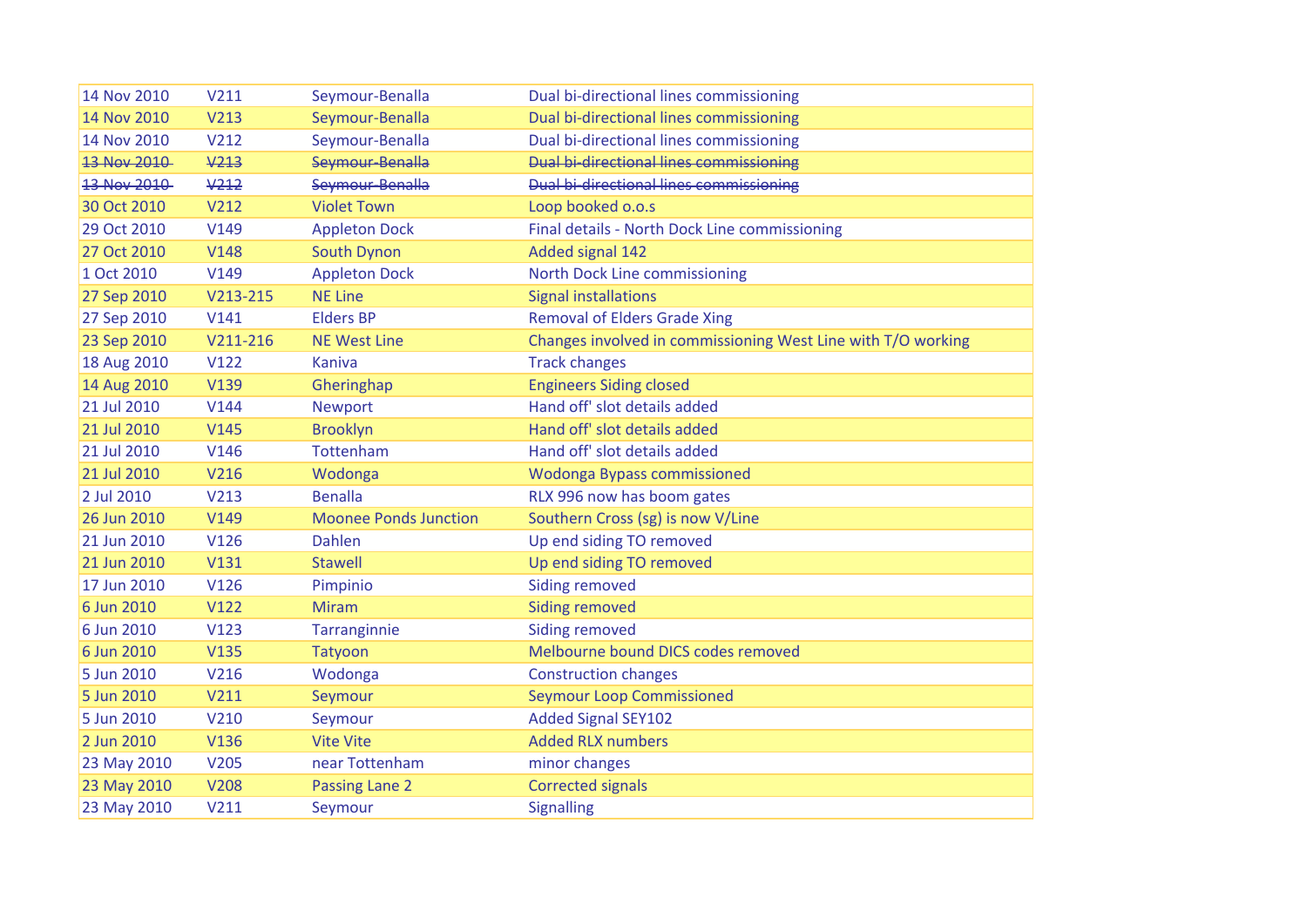| | | | |
|---|---|---|---|
| 14 Nov 2010 | V211 | Seymour-Benalla | Dual bi-directional lines commissioning |
| 14 Nov 2010 | V213 | Seymour-Benalla | Dual bi-directional lines commissioning |
| 14 Nov 2010 | V212 | Seymour-Benalla | Dual bi-directional lines commissioning |
| ~~13 Nov 2010~~ | ~~V213~~ | ~~Seymour-Benalla~~ | ~~Dual bi-directional lines commissioning~~ |
| ~~13 Nov 2010~~ | ~~V212~~ | ~~Seymour-Benalla~~ | ~~Dual bi-directional lines commissioning~~ |
| 30 Oct 2010 | V212 | Violet Town | Loop booked o.o.s |
| 29 Oct 2010 | V149 | Appleton Dock | Final details - North Dock Line commissioning |
| 27 Oct 2010 | V148 | South Dynon | Added signal 142 |
| 1 Oct 2010 | V149 | Appleton Dock | North Dock Line commissioning |
| 27 Sep 2010 | V213-215 | NE Line | Signal installations |
| 27 Sep 2010 | V141 | Elders BP | Removal of Elders Grade Xing |
| 23 Sep 2010 | V211-216 | NE West Line | Changes involved in commissioning West Line with T/O working |
| 18 Aug 2010 | V122 | Kaniva | Track changes |
| 14 Aug 2010 | V139 | Gheringhap | Engineers Siding closed |
| 21 Jul 2010 | V144 | Newport | Hand off' slot details added |
| 21 Jul 2010 | V145 | Brooklyn | Hand off' slot details added |
| 21 Jul 2010 | V146 | Tottenham | Hand off' slot details added |
| 21 Jul 2010 | V216 | Wodonga | Wodonga Bypass commissioned |
| 2 Jul 2010 | V213 | Benalla | RLX 996 now has boom gates |
| 26 Jun 2010 | V149 | Moonee Ponds Junction | Southern Cross (sg) is now V/Line |
| 21 Jun 2010 | V126 | Dahlen | Up end siding TO removed |
| 21 Jun 2010 | V131 | Stawell | Up end siding TO removed |
| 17 Jun 2010 | V126 | Pimpinio | Siding removed |
| 6 Jun 2010 | V122 | Miram | Siding removed |
| 6 Jun 2010 | V123 | Tarranginnie | Siding removed |
| 6 Jun 2010 | V135 | Tatyoon | Melbourne bound DICS codes removed |
| 5 Jun 2010 | V216 | Wodonga | Construction changes |
| 5 Jun 2010 | V211 | Seymour | Seymour Loop Commissioned |
| 5 Jun 2010 | V210 | Seymour | Added Signal SEY102 |
| 2 Jun 2010 | V136 | Vite Vite | Added RLX numbers |
| 23 May 2010 | V205 | near Tottenham | minor changes |
| 23 May 2010 | V208 | Passing Lane 2 | Corrected signals |
| 23 May 2010 | V211 | Seymour | Signalling |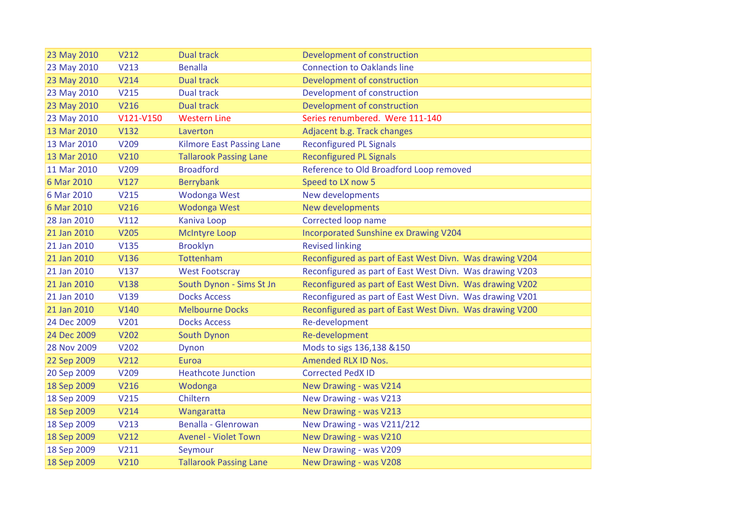| | | | |
|---|---|---|---|
| 23 May 2010 | V212 | Dual track | Development of construction |
| 23 May 2010 | V213 | Benalla | Connection to Oaklands line |
| 23 May 2010 | V214 | Dual track | Development of construction |
| 23 May 2010 | V215 | Dual track | Development of construction |
| 23 May 2010 | V216 | Dual track | Development of construction |
| 23 May 2010 | V121-V150 | Western Line | Series renumbered. Were 111-140 |
| 13 Mar 2010 | V132 | Laverton | Adjacent b.g. Track changes |
| 13 Mar 2010 | V209 | Kilmore East Passing Lane | Reconfigured PL Signals |
| 13 Mar 2010 | V210 | Tallarook Passing Lane | Reconfigured PL Signals |
| 11 Mar 2010 | V209 | Broadford | Reference to Old Broadford Loop removed |
| 6 Mar 2010 | V127 | Berrybank | Speed to LX now 5 |
| 6 Mar 2010 | V215 | Wodonga West | New developments |
| 6 Mar 2010 | V216 | Wodonga West | New developments |
| 28 Jan 2010 | V112 | Kaniva Loop | Corrected loop name |
| 21 Jan 2010 | V205 | McIntyre Loop | Incorporated Sunshine ex Drawing V204 |
| 21 Jan 2010 | V135 | Brooklyn | Revised linking |
| 21 Jan 2010 | V136 | Tottenham | Reconfigured as part of East West Divn. Was drawing V204 |
| 21 Jan 2010 | V137 | West Footscray | Reconfigured as part of East West Divn. Was drawing V203 |
| 21 Jan 2010 | V138 | South Dynon - Sims St Jn | Reconfigured as part of East West Divn. Was drawing V202 |
| 21 Jan 2010 | V139 | Docks Access | Reconfigured as part of East West Divn. Was drawing V201 |
| 21 Jan 2010 | V140 | Melbourne Docks | Reconfigured as part of East West Divn. Was drawing V200 |
| 24 Dec 2009 | V201 | Docks Access | Re-development |
| 24 Dec 2009 | V202 | South Dynon | Re-development |
| 28 Nov 2009 | V202 | Dynon | Mods to sigs 136,138 &150 |
| 22 Sep 2009 | V212 | Euroa | Amended RLX ID Nos. |
| 20 Sep 2009 | V209 | Heathcote Junction | Corrected PedX ID |
| 18 Sep 2009 | V216 | Wodonga | New Drawing - was V214 |
| 18 Sep 2009 | V215 | Chiltern | New Drawing - was V213 |
| 18 Sep 2009 | V214 | Wangaratta | New Drawing - was V213 |
| 18 Sep 2009 | V213 | Benalla - Glenrowan | New Drawing - was V211/212 |
| 18 Sep 2009 | V212 | Avenel - Violet Town | New Drawing - was V210 |
| 18 Sep 2009 | V211 | Seymour | New Drawing - was V209 |
| 18 Sep 2009 | V210 | Tallarook Passing Lane | New Drawing - was V208 |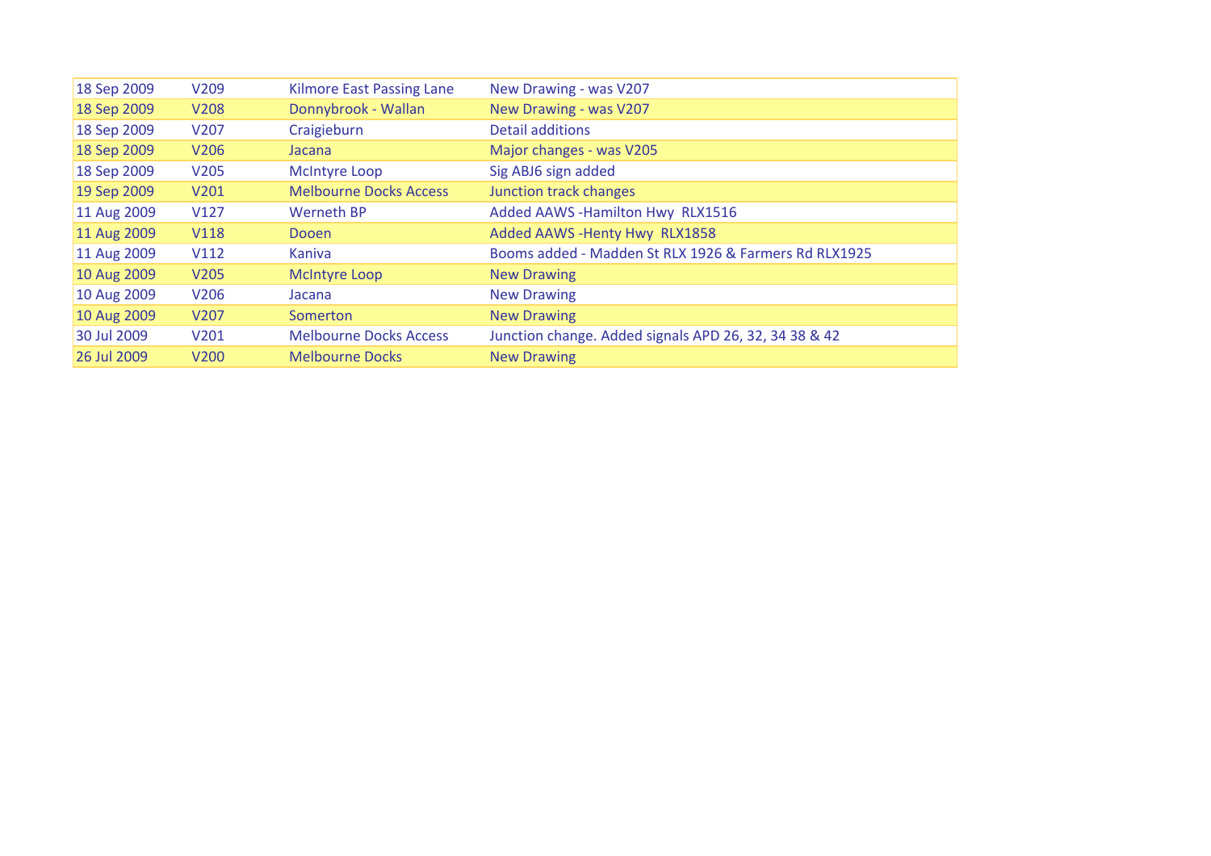| | | | |
|---|---|---|---|
| 18 Sep 2009 | V209 | Kilmore East Passing Lane | New Drawing - was V207 |
| 18 Sep 2009 | V208 | Donnybrook - Wallan | New Drawing - was V207 |
| 18 Sep 2009 | V207 | Craigieburn | Detail additions |
| 18 Sep 2009 | V206 | Jacana | Major changes - was V205 |
| 18 Sep 2009 | V205 | McIntyre Loop | Sig ABJ6 sign added |
| 19 Sep 2009 | V201 | Melbourne Docks Access | Junction track changes |
| 11 Aug 2009 | V127 | Werneth BP | Added AAWS -Hamilton Hwy  RLX1516 |
| 11 Aug 2009 | V118 | Dooen | Added AAWS -Henty Hwy  RLX1858 |
| 11 Aug 2009 | V112 | Kaniva | Booms added - Madden St RLX 1926 & Farmers Rd RLX1925 |
| 10 Aug 2009 | V205 | McIntyre Loop | New Drawing |
| 10 Aug 2009 | V206 | Jacana | New Drawing |
| 10 Aug 2009 | V207 | Somerton | New Drawing |
| 30 Jul 2009 | V201 | Melbourne Docks Access | Junction change. Added signals APD 26, 32, 34 38 & 42 |
| 26 Jul 2009 | V200 | Melbourne Docks | New Drawing |